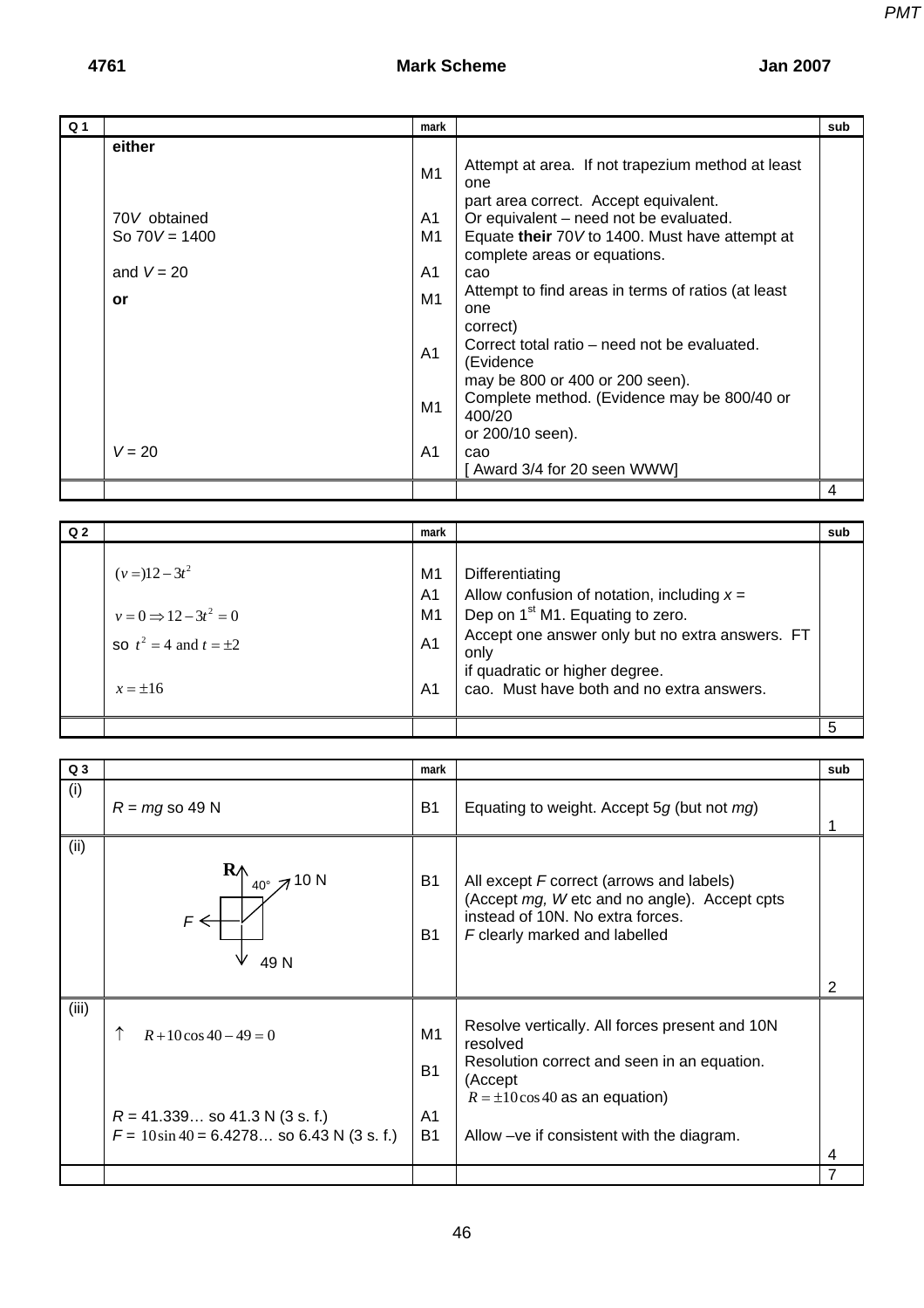| Q 1 | | mark | | sub |
|---|---|---|---|---|
| | **either** | | | |
| | | M1 | Attempt at area. If not trapezium method at least one part area correct. Accept equivalent. | |
| | $70V$ obtained | A1 | Or equivalent – need not be evaluated. | |
| | So $70V = 1400$ | M1 | Equate **their** $70V$ to 1400. Must have attempt at complete areas or equations. | |
| | and $V = 20$ | A1 | cao | |
| | **or** | M1 | Attempt to find areas in terms of ratios (at least one correct) | |
| | | A1 | Correct total ratio – need not be evaluated. (Evidence may be 800 or 400 or 200 seen). | |
| | | M1 | Complete method. (Evidence may be 800/40 or 400/20 or 200/10 seen). | |
| | $V = 20$ | A1 | cao [ Award 3/4 for 20 seen WWW] | |
| | | | | 4 |

| Q 2 | | mark | | sub |
|---|---|---|---|---|
| | $(v=)12-3t^2$ | M1 | Differentiating | |
| | | A1 | Allow confusion of notation, including $x$ = | |
| | $v = 0 \Rightarrow 12 - 3t^2 = 0$ | M1 | Dep on 1st M1. Equating to zero. | |
| | so $t^2 = 4$ and $t = \pm 2$ | A1 | Accept one answer only but no extra answers. FT only if quadratic or higher degree. | |
| | $x = \pm 16$ | A1 | cao. Must have both and no extra answers. | |
| | | | | 5 |

| Q 3 | | mark | | sub |
|---|---|---|---|---|
| (i) | $R = mg$ so 49 N | B1 | Equating to weight. Accept $5g$ (but not $mg$) | 1 |
| (ii) | [Diagram: forces R (up), 10 N at 40° to vertical, F (left), 49 N (down)] | B1 | All except $F$ correct (arrows and labels) (Accept $mg$, $W$ etc and no angle). Accept cpts instead of 10N. No extra forces. | |
| | | B1 | $F$ clearly marked and labelled | 2 |
| (iii) | ↑ $R + 10\cos 40 - 49 = 0$ | M1 | Resolve vertically. All forces present and 10N resolved | |
| | | B1 | Resolution correct and seen in an equation. (Accept $R = \pm 10\cos 40$ as an equation) | |
| | $R$ = 41.339… so 41.3 N (3 s. f.) | A1 | | |
| | $F = 10\sin 40$ = 6.4278… so 6.43 N (3 s. f.) | B1 | Allow –ve if consistent with the diagram. | 4 |
| | | | | 7 |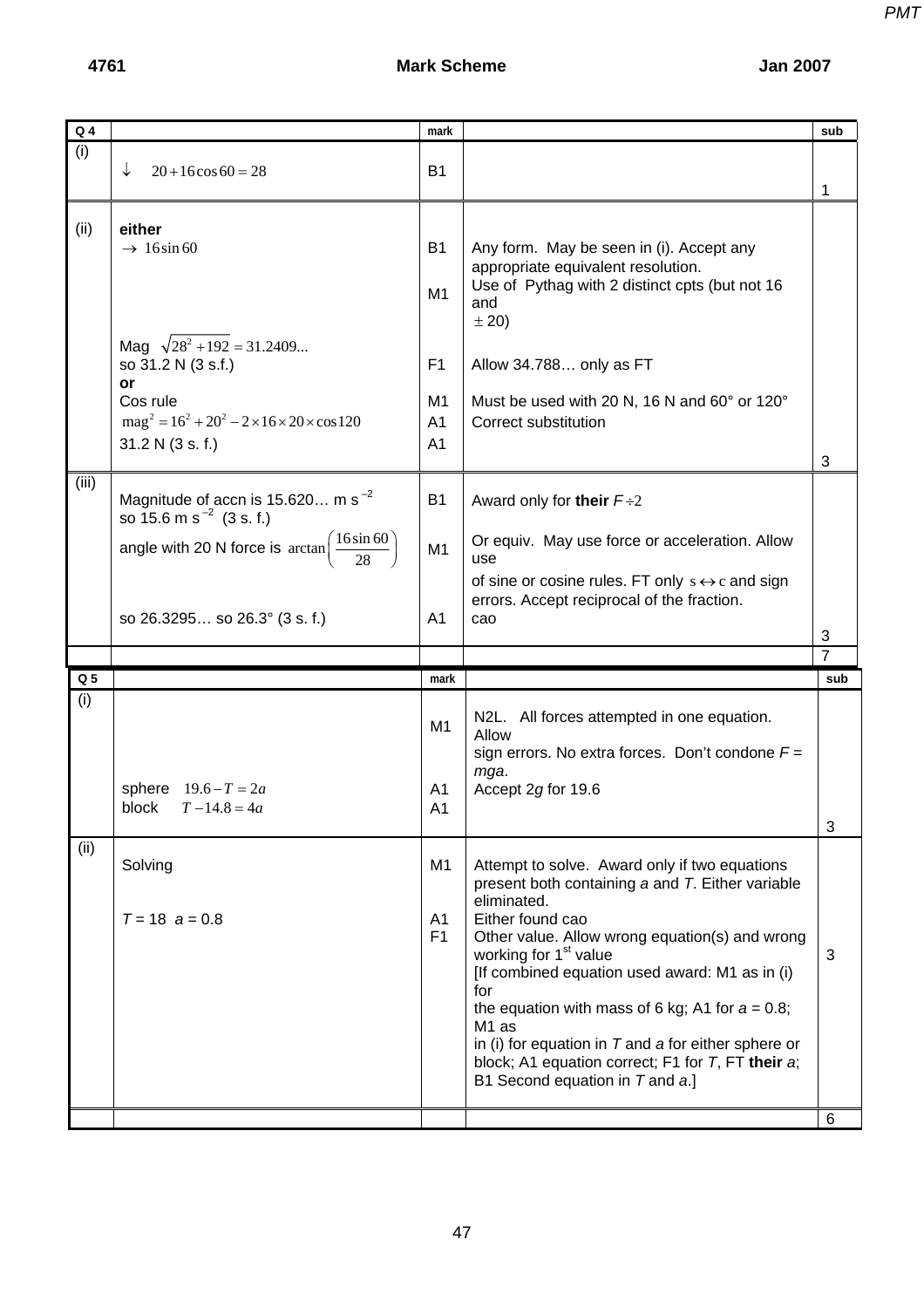| Q 4 | | mark | | sub |
| --- | --- | --- | --- | --- |
| (i) | $\downarrow \quad 20 + 16\cos 60 = 28$ | B1 | | 1 |
| (ii) | **either**<br>$\rightarrow \ 16\sin 60$ | B1 | Any form. May be seen in (i). Accept any appropriate equivalent resolution. | |
| | | M1 | Use of Pythag with 2 distinct cpts (but not 16 and $\pm$ 20) | |
| | Mag $\sqrt{28^2 + 192} = 31.2409...$<br>so 31.2 N (3 s.f.) | F1 | Allow 34.788… only as FT | |
| | **or**<br>Cos rule | M1 | Must be used with 20 N, 16 N and 60° or 120° | |
| | $\text{mag}^2 = 16^2 + 20^2 - 2\times 16\times 20\times \cos 120$ | A1 | Correct substitution | |
| | 31.2 N (3 s. f.) | A1 | | 3 |
| (iii) | Magnitude of accn is 15.620… m s$^{-2}$<br>so 15.6 m s$^{-2}$ (3 s. f.) | B1 | Award only for **their** $F \div 2$ | |
| | angle with 20 N force is $\arctan\left(\dfrac{16\sin 60}{28}\right)$ | M1 | Or equiv. May use force or acceleration. Allow use of sine or cosine rules. FT only $s \leftrightarrow c$ and sign errors. Accept reciprocal of the fraction. | |
| | so 26.3295… so 26.3° (3 s. f.) | A1 | cao | 3 |
| | | | | 7 |

| Q 5 | | mark | | sub |
| --- | --- | --- | --- | --- |
| (i) | | M1 | N2L. All forces attempted in one equation. Allow sign errors. No extra forces. Don't condone $F = mga$. | |
| | sphere $\quad 19.6 - T = 2a$ | A1 | Accept $2g$ for 19.6 | |
| | block $\quad T - 14.8 = 4a$ | A1 | | 3 |
| (ii) | Solving | M1 | Attempt to solve. Award only if two equations present both containing $a$ and $T$. Either variable eliminated. | |
| | $T = 18 \quad a = 0.8$ | A1 | Either found cao | |
| | | F1 | Other value. Allow wrong equation(s) and wrong working for 1st value<br>[If combined equation used award: M1 as in (i) for the equation with mass of 6 kg; A1 for $a = 0.8$; M1 as in (i) for equation in $T$ and $a$ for either sphere or block; A1 equation correct; F1 for $T$, FT **their** $a$; B1 Second equation in $T$ and $a$.] | 3 |
| | | | | 6 |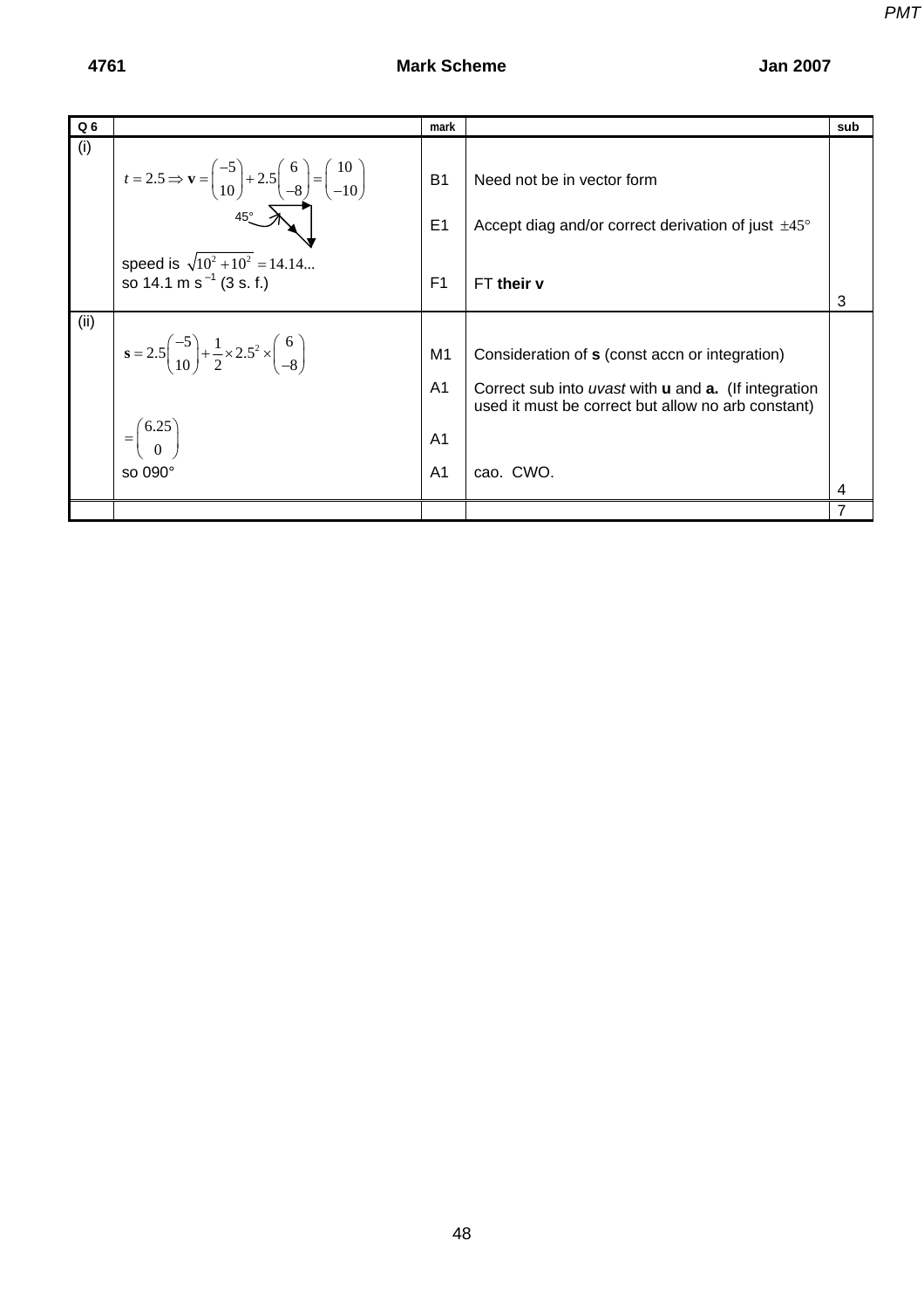| Q 6 | | mark | | sub |
|---|---|---|---|---|
| (i) | $t = 2.5 \Rightarrow \mathbf{v} = \begin{pmatrix} -5 \\ 10 \end{pmatrix} + 2.5\begin{pmatrix} 6 \\ -8 \end{pmatrix} = \begin{pmatrix} 10 \\ -10 \end{pmatrix}$ | B1 | Need not be in vector form | |
| | 45° | E1 | Accept diag and/or correct derivation of just $\pm 45°$ | |
| | speed is $\sqrt{10^2 + 10^2} = 14.14...$ so 14.1 m s$^{-1}$ (3 s. f.) | F1 | FT **their v** | 3 |
| (ii) | $\mathbf{s} = 2.5\begin{pmatrix} -5 \\ 10 \end{pmatrix} + \frac{1}{2} \times 2.5^2 \times \begin{pmatrix} 6 \\ -8 \end{pmatrix}$ | M1 | Consideration of **s** (const accn or integration) | |
| | | A1 | Correct sub into *uvast* with **u** and **a.** (If integration used it must be correct but allow no arb constant) | |
| | $= \begin{pmatrix} 6.25 \\ 0 \end{pmatrix}$ | A1 | | |
| | so 090° | A1 | cao. CWO. | 4 |
| | | | | 7 |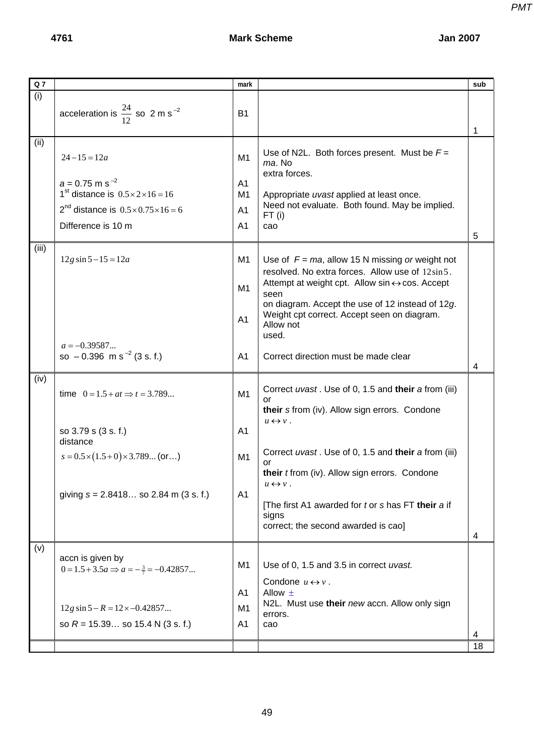| Q 7 | | mark | | sub |
|---|---|---|---|---|
| (i) | acceleration is $\frac{24}{12}$ so 2 m s$^{-2}$ | B1 | | 1 |
| (ii) | $24 - 15 = 12a$ | M1 | Use of N2L. Both forces present. Must be $F = ma$. No extra forces. | |
| | $a = 0.75$ m s$^{-2}$ | A1 | | |
| | 1st distance is $0.5 \times 2 \times 16 = 16$ | M1 | Appropriate *uvast* applied at least once. | |
| | 2nd distance is $0.5 \times 0.75 \times 16 = 6$ | A1 | Need not evaluate. Both found. May be implied. FT (i) | |
| | Difference is 10 m | A1 | cao | 5 |
| (iii) | $12g\sin 5 - 15 = 12a$ | M1 | Use of $F = ma$, allow 15 N missing *or* weight not resolved. No extra forces. Allow use of $12\sin 5$. | |
| | | M1 | Attempt at weight cpt. Allow sin$\leftrightarrow$cos. Accept seen on diagram. Accept the use of 12 instead of 12$g$. | |
| | | A1 | Weight cpt correct. Accept seen on diagram. Allow not used. | |
| | $a = -0.39587...$ so $-0.396$ m s$^{-2}$ (3 s. f.) | A1 | Correct direction must be made clear | 4 |
| (iv) | time $0 = 1.5 + at \Rightarrow t = 3.789...$ | M1 | Correct *uvast*. Use of 0, 1.5 and **their** $a$ from (iii) or **their** $s$ from (iv). Allow sign errors. Condone $u \leftrightarrow v$. | |
| | so 3.79 s (3 s. f.) | A1 | | |
| | distance $s = 0.5 \times (1.5 + 0) \times 3.789...$ (or…) | M1 | Correct *uvast*. Use of 0, 1.5 and **their** $a$ from (iii) or **their** $t$ from (iv). Allow sign errors. Condone $u \leftrightarrow v$. | |
| | giving $s = 2.8418…$ so 2.84 m (3 s. f.) | A1 | [The first A1 awarded for $t$ or $s$ has FT **their** $a$ if signs correct; the second awarded is cao] | 4 |
| (v) | accn is given by $0 = 1.5 + 3.5a \Rightarrow a = -\frac{3}{7} = -0.42857...$ | M1 | Use of 0, 1.5 and 3.5 in correct *uvast*. Condone $u \leftrightarrow v$. | |
| | | A1 | Allow $\pm$ | |
| | $12g\sin 5 - R = 12 \times -0.42857...$ | M1 | N2L. Must use **their** *new* accn. Allow only sign errors. | |
| | so $R = 15.39…$ so 15.4 N (3 s. f.) | A1 | cao | 4 |
| | | | | 18 |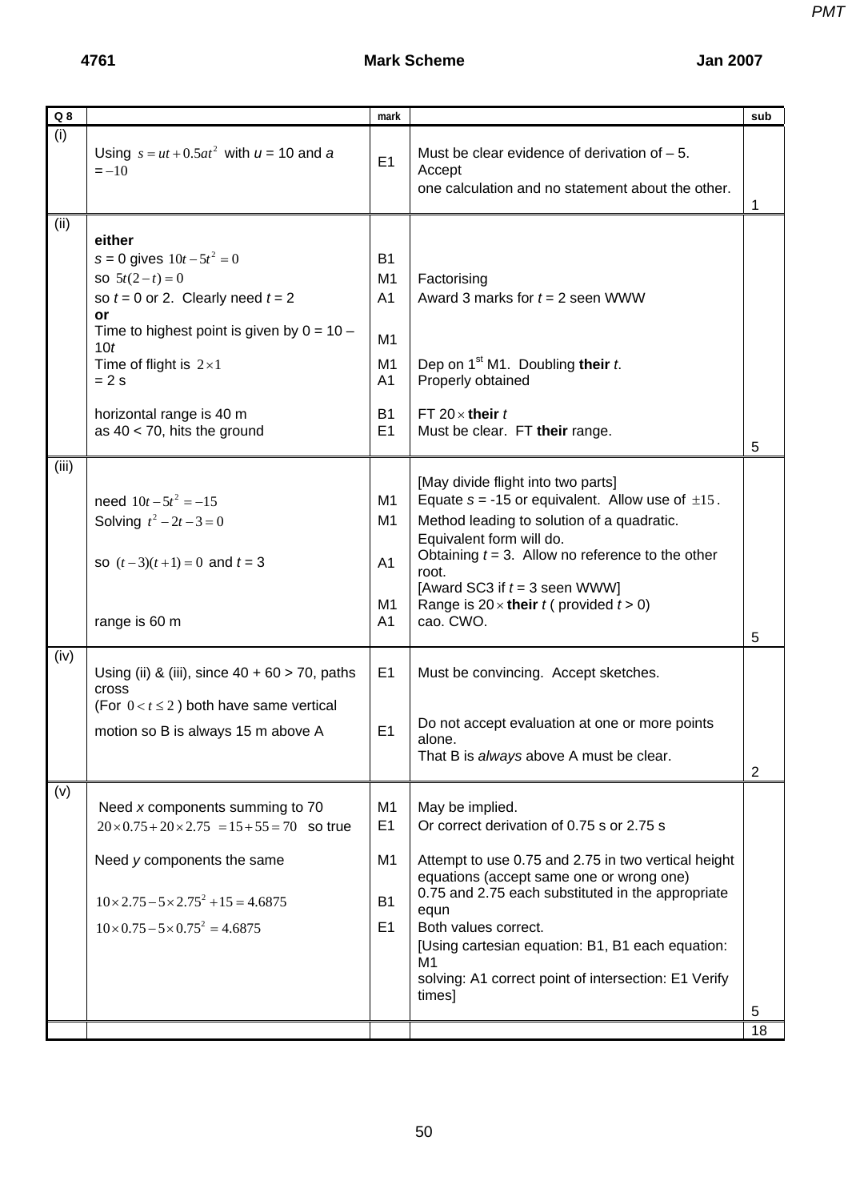| Q 8 | | mark | | sub |
|---|---|---|---|---|
| (i) | Using $s = ut + 0.5at^2$ with $u$ = 10 and $a = -10$ | E1 | Must be clear evidence of derivation of – 5. Accept one calculation and no statement about the other. | 1 |
| (ii) | **either**<br>$s$ = 0 gives $10t - 5t^2 = 0$<br>so $5t(2-t) = 0$<br>so $t$ = 0 or 2. Clearly need $t$ = 2<br>**or**<br>Time to highest point is given by 0 = 10 – 10$t$<br>Time of flight is $2 \times 1$<br>= 2 s<br><br>horizontal range is 40 m<br>as 40 < 70, hits the ground | <br>B1<br>M1<br>A1<br><br>M1<br>M1<br>A1<br><br>B1<br>E1 | <br><br>Factorising<br>Award 3 marks for $t$ = 2 seen WWW<br><br><br>Dep on 1st M1. Doubling **their** $t$.<br>Properly obtained<br><br>FT $20 \times$ **their** $t$<br>Must be clear. FT **their** range. | 5 |
| (iii) | need $10t - 5t^2 = -15$<br>Solving $t^2 - 2t - 3 = 0$<br><br>so $(t-3)(t+1) = 0$ and $t$ = 3<br><br><br>range is 60 m | M1<br>M1<br><br>A1<br><br>M1<br>A1 | [May divide flight into two parts]<br>Equate $s$ = -15 or equivalent. Allow use of $\pm 15$.<br>Method leading to solution of a quadratic. Equivalent form will do.<br>Obtaining $t$ = 3. Allow no reference to the other root.<br>[Award SC3 if $t$ = 3 seen WWW]<br>Range is $20 \times$ **their** $t$ ( provided $t$ > 0)<br>cao. CWO. | 5 |
| (iv) | Using (ii) & (iii), since 40 + 60 > 70, paths cross<br>(For $0 < t \le 2$ ) both have same vertical motion so B is always 15 m above A | E1<br><br>E1 | Must be convincing. Accept sketches.<br><br>Do not accept evaluation at one or more points alone.<br>That B is *always* above A must be clear. | 2 |
| (v) | Need $x$ components summing to 70<br>$20 \times 0.75 + 20 \times 2.75 = 15 + 55 = 70$ so true<br><br>Need $y$ components the same<br><br>$10 \times 2.75 - 5 \times 2.75^2 + 15 = 4.6875$<br>$10 \times 0.75 - 5 \times 0.75^2 = 4.6875$ | M1<br>E1<br><br>M1<br><br>B1<br>E1 | May be implied.<br>Or correct derivation of 0.75 s or 2.75 s<br><br>Attempt to use 0.75 and 2.75 in two vertical height equations (accept same one or wrong one)<br>0.75 and 2.75 each substituted in the appropriate equn<br>Both values correct.<br>[Using cartesian equation: B1, B1 each equation: M1<br>solving: A1 correct point of intersection: E1 Verify times] | 5 |
| | | | | 18 |